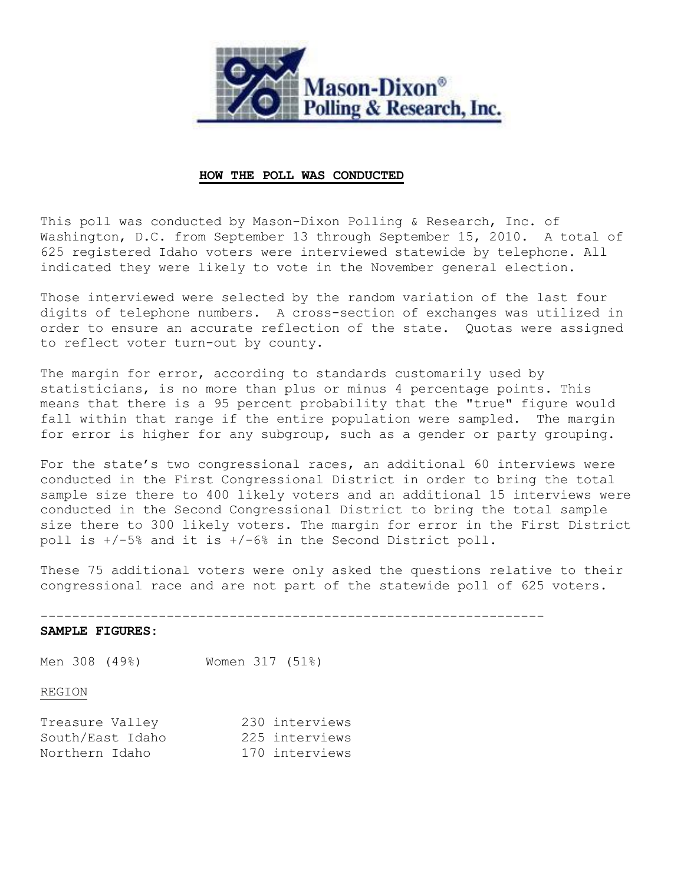## HOW THE POLL WAS CONDUCTED

This poll was conducted by Mason-Dixon Polling & Research, Inc. of Washington, D.C. from September 13 through September 15, 2010. A total of 625 registered Idaho voters were interviewed statewide by telephone. All indicated they were likely to vote in the November general election.

Those interviewed were selected by the random variation of the last four digits of telephone numbers. A cross-section of exchanges was utilized in order to ensure an accurate reflection of the state. Quotas were assigned to reflect voter turn-out by county.

The margin for error, according to standards customarily used by statisticians, is no more than plus or minus 4 percentage points. This means that there is a 95 percent probability that the "true" figure would fall within that range if the entire population were sampled. The margin for error is higher for any subgroup, such as a gender or party grouping.

For the state's two congressional races, an additional 60 interviews were conducted in the First Congressional District in order to bring the total sample size there to 400 likely voters and an additional 15 interviews were conducted in the Second Congressional District to bring the total sample size there to 300 likely voters. The margin for error in the First District poll is +/-5% and it is +/-6% in the Second District poll.

These 75 additional voters were only asked the questions relative to their congressional race and are not part of the statewide poll of 625 voters.

---

**SAMPLE FIGURES:**

Men 308 (49%) Women 317 (51%)

REGION

| | |
|---|---|
| Treasure Valley | 230 interviews |
| South/East Idaho | 225 interviews |
| Northern Idaho | 170 interviews |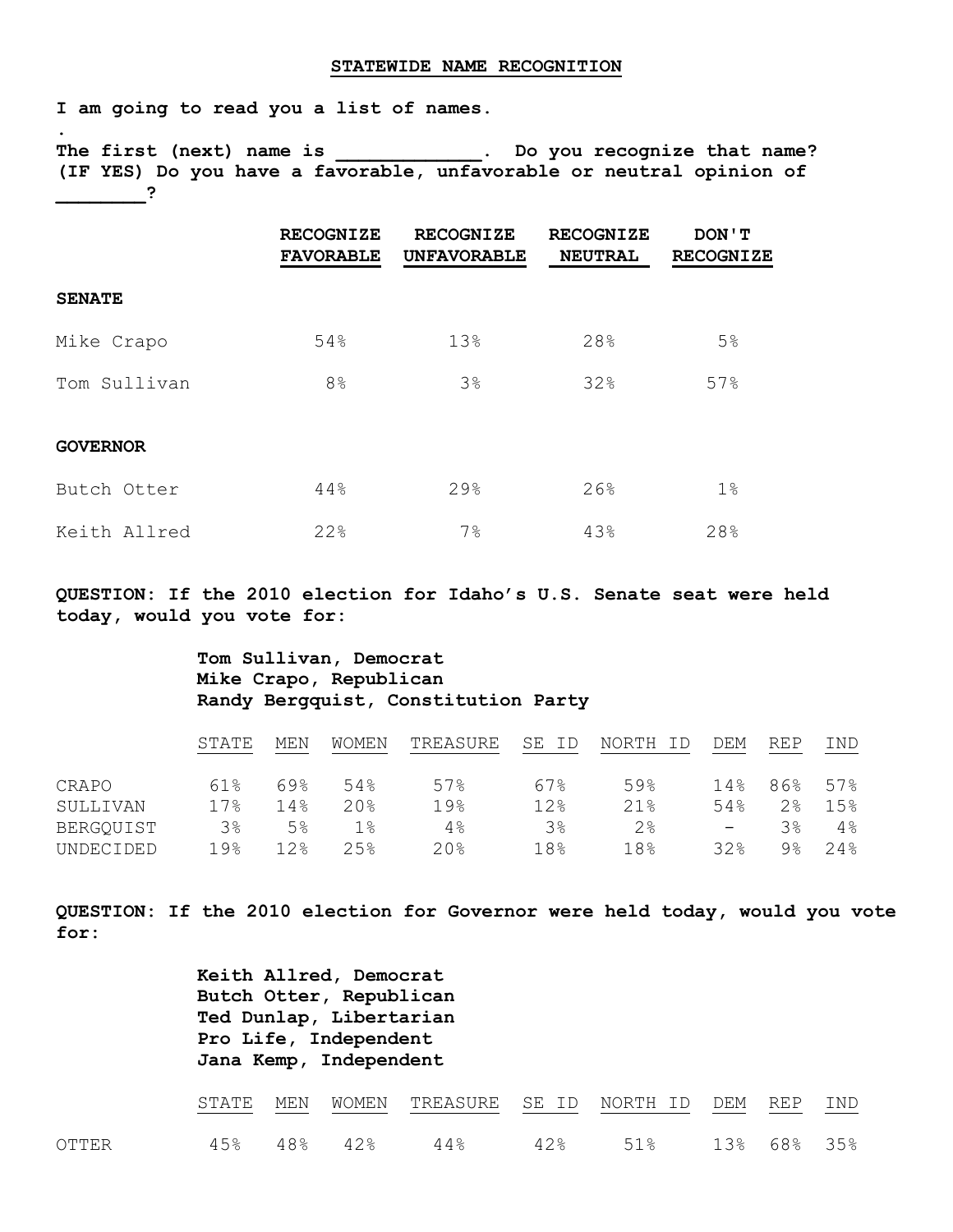## STATEWIDE NAME RECOGNITION

**I am going to read you a list of names.**

**.**

**The first (next) name is \_\_\_\_\_\_\_\_\_\_\_\_. Do you recognize that name? (IF YES) Do you have a favorable, unfavorable or neutral opinion of \_\_\_\_\_\_\_\_?**

| | RECOGNIZE FAVORABLE | RECOGNIZE UNFAVORABLE | RECOGNIZE NEUTRAL | DON'T RECOGNIZE |
|---|---|---|---|---|
| **SENATE** | | | | |
| Mike Crapo | 54% | 13% | 28% | 5% |
| Tom Sullivan | 8% | 3% | 32% | 57% |
| **GOVERNOR** | | | | |
| Butch Otter | 44% | 29% | 26% | 1% |
| Keith Allred | 22% | 7% | 43% | 28% |

**QUESTION: If the 2010 election for Idaho's U.S. Senate seat were held today, would you vote for:**

**Tom Sullivan, Democrat**
**Mike Crapo, Republican**
**Randy Bergquist, Constitution Party**

| | STATE | MEN | WOMEN | TREASURE | SE ID | NORTH ID | DEM | REP | IND |
|---|---|---|---|---|---|---|---|---|---|
| CRAPO | 61% | 69% | 54% | 57% | 67% | 59% | 14% | 86% | 57% |
| SULLIVAN | 17% | 14% | 20% | 19% | 12% | 21% | 54% | 2% | 15% |
| BERGQUIST | 3% | 5% | 1% | 4% | 3% | 2% | - | 3% | 4% |
| UNDECIDED | 19% | 12% | 25% | 20% | 18% | 18% | 32% | 9% | 24% |

**QUESTION: If the 2010 election for Governor were held today, would you vote for:**

**Keith Allred, Democrat**
**Butch Otter, Republican**
**Ted Dunlap, Libertarian**
**Pro Life, Independent**
**Jana Kemp, Independent**

| | STATE | MEN | WOMEN | TREASURE | SE ID | NORTH ID | DEM | REP | IND |
|---|---|---|---|---|---|---|---|---|---|
| OTTER | 45% | 48% | 42% | 44% | 42% | 51% | 13% | 68% | 35% |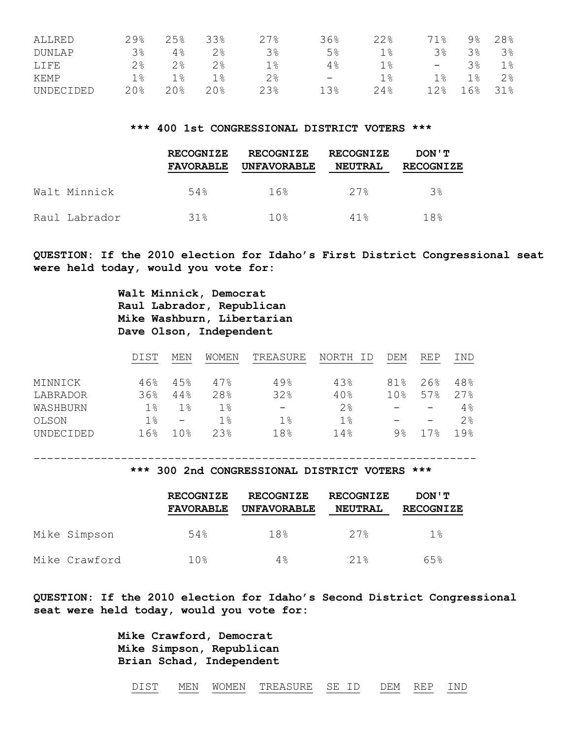| | | | | | | | | | |
|---|---|---|---|---|---|---|---|---|---|
| ALLRED | 29% | 25% | 33% | 27% | 36% | 22% | 71% | 9% | 28% |
| DUNLAP | 3% | 4% | 2% | 3% | 5% | 1% | 3% | 3% | 3% |
| LIFE | 2% | 2% | 2% | 1% | 4% | 1% | - | 3% | 1% |
| KEMP | 1% | 1% | 1% | 2% | - | 1% | 1% | 1% | 2% |
| UNDECIDED | 20% | 20% | 20% | 23% | 13% | 24% | 12% | 16% | 31% |

**\*\*\* 400 1st CONGRESSIONAL DISTRICT VOTERS \*\*\***

| | RECOGNIZE FAVORABLE | RECOGNIZE UNFAVORABLE | RECOGNIZE NEUTRAL | DON'T RECOGNIZE |
|---|---|---|---|---|
| Walt Minnick | 54% | 16% | 27% | 3% |
| Raul Labrador | 31% | 10% | 41% | 18% |

**QUESTION: If the 2010 election for Idaho's First District Congressional seat were held today, would you vote for:**

**Walt Minnick, Democrat**
**Raul Labrador, Republican**
**Mike Washburn, Libertarian**
**Dave Olson, Independent**

| | DIST | MEN | WOMEN | TREASURE | NORTH ID | DEM | REP | IND |
|---|---|---|---|---|---|---|---|---|
| MINNICK | 46% | 45% | 47% | 49% | 43% | 81% | 26% | 48% |
| LABRADOR | 36% | 44% | 28% | 32% | 40% | 10% | 57% | 27% |
| WASHBURN | 1% | 1% | 1% | - | 2% | - | - | 4% |
| OLSON | 1% | - | 1% | 1% | 1% | - | - | 2% |
| UNDECIDED | 16% | 10% | 23% | 18% | 14% | 9% | 17% | 19% |

---

**\*\*\* 300 2nd CONGRESSIONAL DISTRICT VOTERS \*\*\***

| | RECOGNIZE FAVORABLE | RECOGNIZE UNFAVORABLE | RECOGNIZE NEUTRAL | DON'T RECOGNIZE |
|---|---|---|---|---|
| Mike Simpson | 54% | 18% | 27% | 1% |
| Mike Crawford | 10% | 4% | 21% | 65% |

**QUESTION: If the 2010 election for Idaho's Second District Congressional seat were held today, would you vote for:**

**Mike Crawford, Democrat**
**Mike Simpson, Republican**
**Brian Schad, Independent**

| | DIST | MEN | WOMEN | TREASURE | SE ID | DEM | REP | IND |
|---|---|---|---|---|---|---|---|---|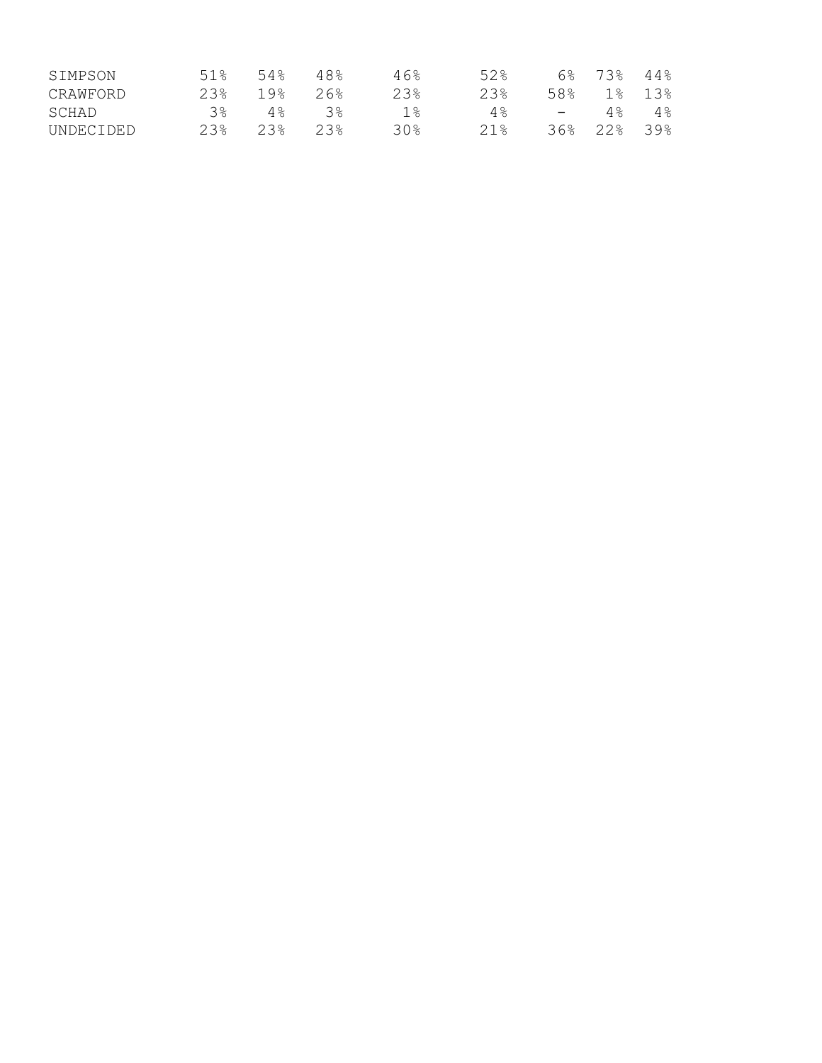| | | | | | | | | |
|---|---|---|---|---|---|---|---|---|
| SIMPSON | 51% | 54% | 48% | 46% | 52% | 6% | 73% | 44% |
| CRAWFORD | 23% | 19% | 26% | 23% | 23% | 58% | 1% | 13% |
| SCHAD | 3% | 4% | 3% | 1% | 4% | - | 4% | 4% |
| UNDECIDED | 23% | 23% | 23% | 30% | 21% | 36% | 22% | 39% |